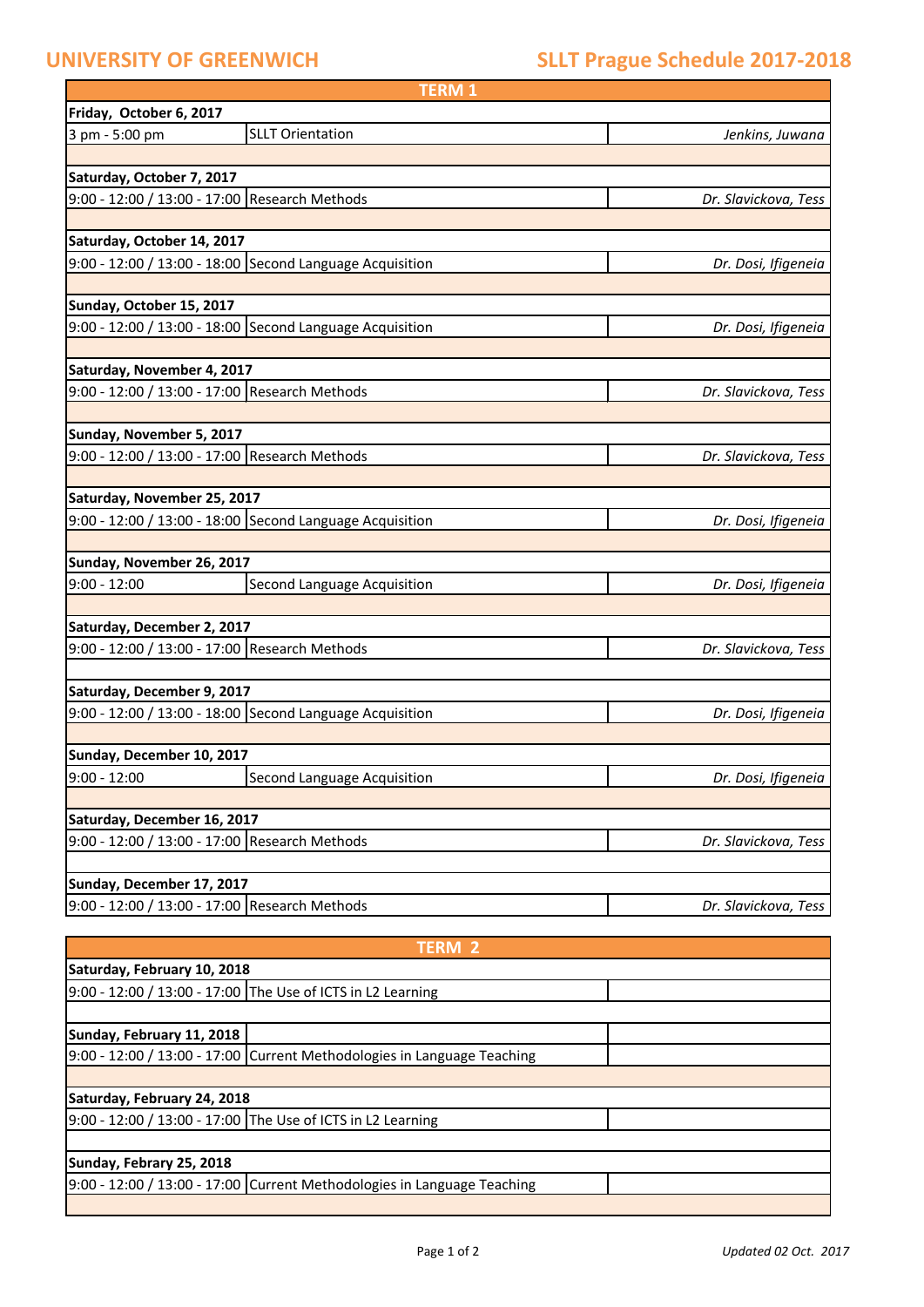**UNIVERSITY OF GREENWICH** | **SLLT Prague Schedule 2017-2018**

| TERM 1 | | |
|---|---|---|
| **Friday, October 6, 2017** | | |
| 3 pm - 5:00 pm | SLLT Orientation | *Jenkins, Juwana* |
| | | |
| **Saturday, October 7, 2017** | | |
| 9:00 - 12:00 / 13:00 - 17:00 | Research Methods | *Dr. Slavickova, Tess* |
| | | |
| **Saturday, October 14, 2017** | | |
| 9:00 - 12:00 / 13:00 - 18:00 | Second Language Acquisition | *Dr. Dosi, Ifigeneia* |
| | | |
| **Sunday, October 15, 2017** | | |
| 9:00 - 12:00 / 13:00 - 18:00 | Second Language Acquisition | *Dr. Dosi, Ifigeneia* |
| | | |
| **Saturday, November 4, 2017** | | |
| 9:00 - 12:00 / 13:00 - 17:00 | Research Methods | *Dr. Slavickova, Tess* |
| | | |
| **Sunday, November 5, 2017** | | |
| 9:00 - 12:00 / 13:00 - 17:00 | Research Methods | *Dr. Slavickova, Tess* |
| | | |
| **Saturday, November 25, 2017** | | |
| 9:00 - 12:00 / 13:00 - 18:00 | Second Language Acquisition | *Dr. Dosi, Ifigeneia* |
| | | |
| **Sunday, November 26, 2017** | | |
| 9:00 - 12:00 | Second Language Acquisition | *Dr. Dosi, Ifigeneia* |
| | | |
| **Saturday, December 2, 2017** | | |
| 9:00 - 12:00 / 13:00 - 17:00 | Research Methods | *Dr. Slavickova, Tess* |
| | | |
| **Saturday, December 9, 2017** | | |
| 9:00 - 12:00 / 13:00 - 18:00 | Second Language Acquisition | *Dr. Dosi, Ifigeneia* |
| | | |
| **Sunday, December 10, 2017** | | |
| 9:00 - 12:00 | Second Language Acquisition | *Dr. Dosi, Ifigeneia* |
| | | |
| **Saturday, December 16, 2017** | | |
| 9:00 - 12:00 / 13:00 - 17:00 | Research Methods | *Dr. Slavickova, Tess* |
| | | |
| **Sunday, December 17, 2017** | | |
| 9:00 - 12:00 / 13:00 - 17:00 | Research Methods | *Dr. Slavickova, Tess* |

| TERM 2 | | |
|---|---|---|
| **Saturday, February 10, 2018** | | |
| 9:00 - 12:00 / 13:00 - 17:00 | The Use of ICTS in L2 Learning | |
| | | |
| **Sunday, February 11, 2018** | | |
| 9:00 - 12:00 / 13:00 - 17:00 | Current Methodologies in Language Teaching | |
| | | |
| **Saturday, February 24, 2018** | | |
| 9:00 - 12:00 / 13:00 - 17:00 | The Use of ICTS in L2 Learning | |
| | | |
| **Sunday, Febrary 25, 2018** | | |
| 9:00 - 12:00 / 13:00 - 17:00 | Current Methodologies in Language Teaching | |

*Updated 02 Oct. 2017*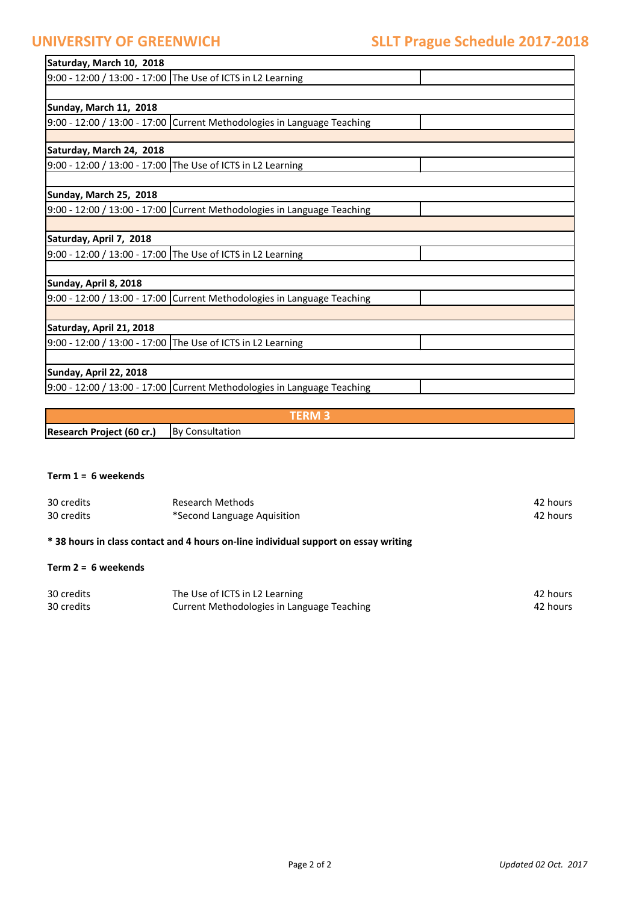| | | |
|---|---|---|
| **Saturday, March 10, 2018** | | |
| 9:00 - 12:00 / 13:00 - 17:00 | The Use of ICTS in L2 Learning | |
| | | |
| **Sunday, March 11, 2018** | | |
| 9:00 - 12:00 / 13:00 - 17:00 | Current Methodologies in Language Teaching | |
| | | |
| **Saturday, March 24, 2018** | | |
| 9:00 - 12:00 / 13:00 - 17:00 | The Use of ICTS in L2 Learning | |
| | | |
| **Sunday, March 25, 2018** | | |
| 9:00 - 12:00 / 13:00 - 17:00 | Current Methodologies in Language Teaching | |
| | | |
| **Saturday, April 7, 2018** | | |
| 9:00 - 12:00 / 13:00 - 17:00 | The Use of ICTS in L2 Learning | |
| | | |
| **Sunday, April 8, 2018** | | |
| 9:00 - 12:00 / 13:00 - 17:00 | Current Methodologies in Language Teaching | |
| | | |
| **Saturday, April 21, 2018** | | |
| 9:00 - 12:00 / 13:00 - 17:00 | The Use of ICTS in L2 Learning | |
| | | |
| **Sunday, April 22, 2018** | | |
| 9:00 - 12:00 / 13:00 - 17:00 | Current Methodologies in Language Teaching | |

| **TERM 3** | |
|---|---|
| **Research Project (60 cr.)** | By Consultation |

**Term 1 = 6 weekends**

| | | |
|---|---|---|
| 30 credits | Research Methods | 42 hours |
| 30 credits | *Second Language Aquisition | 42 hours |

**\* 38 hours in class contact and 4 hours on-line individual support on essay writing**

**Term 2 = 6 weekends**

| | | |
|---|---|---|
| 30 credits | The Use of ICTS in L2 Learning | 42 hours |
| 30 credits | Current Methodologies in Language Teaching | 42 hours |

*Updated 02 Oct. 2017*